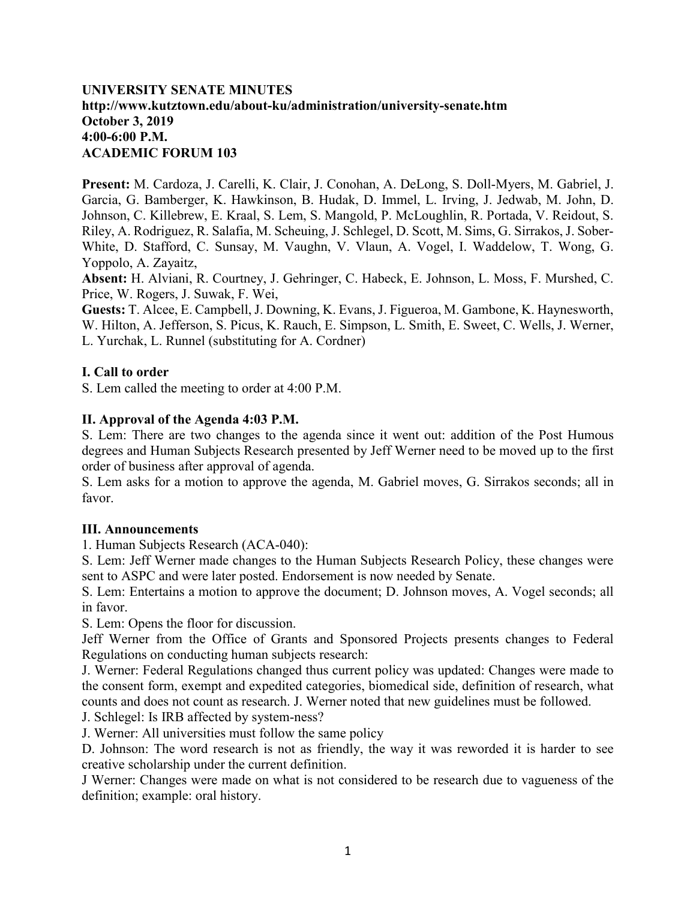**UNIVERSITY SENATE MINUTES**
**http://www.kutztown.edu/about-ku/administration/university-senate.htm**
**October 3, 2019**
**4:00-6:00 P.M.**
**ACADEMIC FORUM 103**

**Present:** M. Cardoza, J. Carelli, K. Clair, J. Conohan, A. DeLong, S. Doll-Myers, M. Gabriel, J. Garcia, G. Bamberger, K. Hawkinson, B. Hudak, D. Immel, L. Irving, J. Jedwab, M. John, D. Johnson, C. Killebrew, E. Kraal, S. Lem, S. Mangold, P. McLoughlin, R. Portada, V. Reidout, S. Riley, A. Rodriguez, R. Salafia, M. Scheuing, J. Schlegel, D. Scott, M. Sims, G. Sirrakos, J. Sober-White, D. Stafford, C. Sunsay, M. Vaughn, V. Vlaun, A. Vogel, I. Waddelow, T. Wong, G. Yoppolo, A. Zayaitz,
**Absent:** H. Alviani, R. Courtney, J. Gehringer, C. Habeck, E. Johnson, L. Moss, F. Murshed, C. Price, W. Rogers, J. Suwak, F. Wei,
**Guests:** T. Alcee, E. Campbell, J. Downing, K. Evans, J. Figueroa, M. Gambone, K. Haynesworth, W. Hilton, A. Jefferson, S. Picus, K. Rauch, E. Simpson, L. Smith, E. Sweet, C. Wells, J. Werner, L. Yurchak, L. Runnel (substituting for A. Cordner)

**I. Call to order**

S. Lem called the meeting to order at 4:00 P.M.

**II. Approval of the Agenda 4:03 P.M.**

S. Lem: There are two changes to the agenda since it went out: addition of the Post Humous degrees and Human Subjects Research presented by Jeff Werner need to be moved up to the first order of business after approval of agenda.

S. Lem asks for a motion to approve the agenda, M. Gabriel moves, G. Sirrakos seconds; all in favor.

**III. Announcements**

1. Human Subjects Research (ACA-040):

S. Lem: Jeff Werner made changes to the Human Subjects Research Policy, these changes were sent to ASPC and were later posted. Endorsement is now needed by Senate.

S. Lem: Entertains a motion to approve the document; D. Johnson moves, A. Vogel seconds; all in favor.

S. Lem: Opens the floor for discussion.

Jeff Werner from the Office of Grants and Sponsored Projects presents changes to Federal Regulations on conducting human subjects research:

J. Werner: Federal Regulations changed thus current policy was updated: Changes were made to the consent form, exempt and expedited categories, biomedical side, definition of research, what counts and does not count as research. J. Werner noted that new guidelines must be followed.

J. Schlegel: Is IRB affected by system-ness?

J. Werner: All universities must follow the same policy

D. Johnson: The word research is not as friendly, the way it was reworded it is harder to see creative scholarship under the current definition.

J Werner: Changes were made on what is not considered to be research due to vagueness of the definition; example: oral history.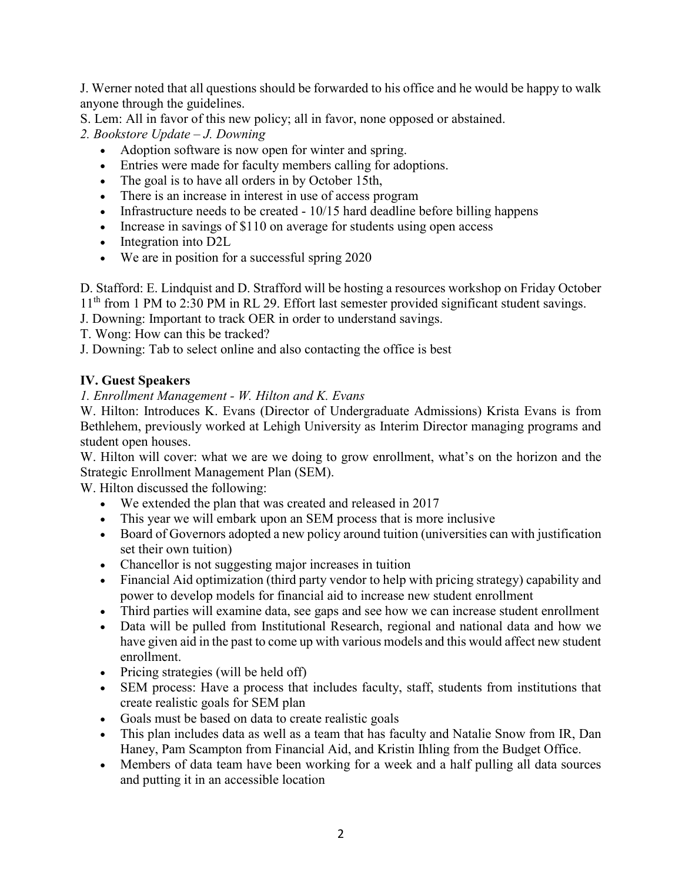J. Werner noted that all questions should be forwarded to his office and he would be happy to walk anyone through the guidelines.

S. Lem: All in favor of this new policy; all in favor, none opposed or abstained.

*2. Bookstore Update – J. Downing*

- Adoption software is now open for winter and spring.
- Entries were made for faculty members calling for adoptions.
- The goal is to have all orders in by October 15th,
- There is an increase in interest in use of access program
- Infrastructure needs to be created - 10/15 hard deadline before billing happens
- Increase in savings of $110 on average for students using open access
- Integration into D2L
- We are in position for a successful spring 2020

D. Stafford: E. Lindquist and D. Strafford will be hosting a resources workshop on Friday October 11th from 1 PM to 2:30 PM in RL 29. Effort last semester provided significant student savings.

J. Downing: Important to track OER in order to understand savings.

T. Wong: How can this be tracked?

J. Downing: Tab to select online and also contacting the office is best

## IV. Guest Speakers

*1. Enrollment Management - W. Hilton and K. Evans*

W. Hilton: Introduces K. Evans (Director of Undergraduate Admissions) Krista Evans is from Bethlehem, previously worked at Lehigh University as Interim Director managing programs and student open houses.

W. Hilton will cover: what we are we doing to grow enrollment, what's on the horizon and the Strategic Enrollment Management Plan (SEM).

W. Hilton discussed the following:

- We extended the plan that was created and released in 2017
- This year we will embark upon an SEM process that is more inclusive
- Board of Governors adopted a new policy around tuition (universities can with justification set their own tuition)
- Chancellor is not suggesting major increases in tuition
- Financial Aid optimization (third party vendor to help with pricing strategy) capability and power to develop models for financial aid to increase new student enrollment
- Third parties will examine data, see gaps and see how we can increase student enrollment
- Data will be pulled from Institutional Research, regional and national data and how we have given aid in the past to come up with various models and this would affect new student enrollment.
- Pricing strategies (will be held off)
- SEM process: Have a process that includes faculty, staff, students from institutions that create realistic goals for SEM plan
- Goals must be based on data to create realistic goals
- This plan includes data as well as a team that has faculty and Natalie Snow from IR, Dan Haney, Pam Scampton from Financial Aid, and Kristin Ihling from the Budget Office.
- Members of data team have been working for a week and a half pulling all data sources and putting it in an accessible location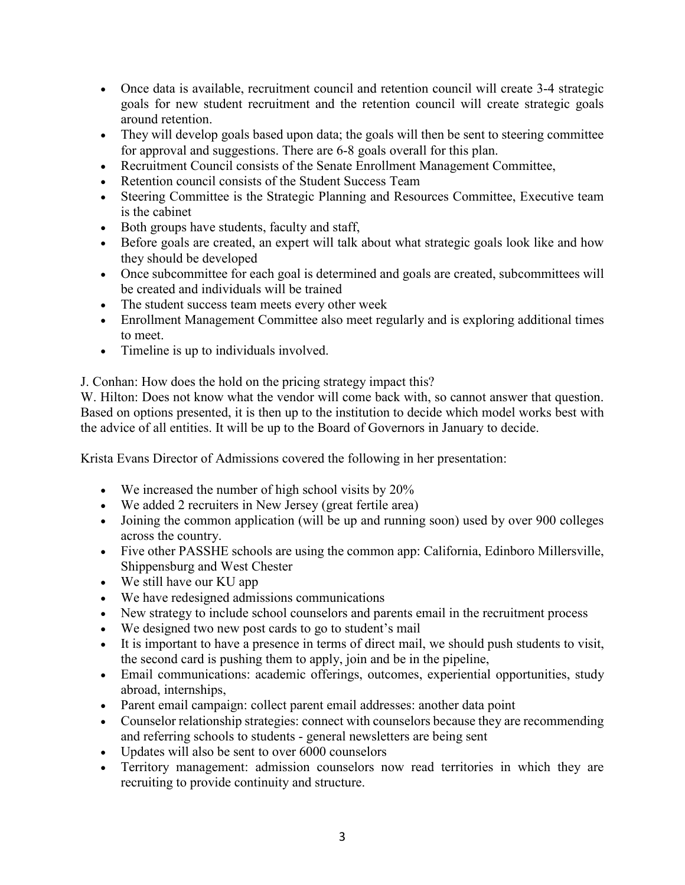- Once data is available, recruitment council and retention council will create 3-4 strategic goals for new student recruitment and the retention council will create strategic goals around retention.
- They will develop goals based upon data; the goals will then be sent to steering committee for approval and suggestions. There are 6-8 goals overall for this plan.
- Recruitment Council consists of the Senate Enrollment Management Committee,
- Retention council consists of the Student Success Team
- Steering Committee is the Strategic Planning and Resources Committee, Executive team is the cabinet
- Both groups have students, faculty and staff,
- Before goals are created, an expert will talk about what strategic goals look like and how they should be developed
- Once subcommittee for each goal is determined and goals are created, subcommittees will be created and individuals will be trained
- The student success team meets every other week
- Enrollment Management Committee also meet regularly and is exploring additional times to meet.
- Timeline is up to individuals involved.

J. Conhan: How does the hold on the pricing strategy impact this?
W. Hilton: Does not know what the vendor will come back with, so cannot answer that question. Based on options presented, it is then up to the institution to decide which model works best with the advice of all entities. It will be up to the Board of Governors in January to decide.

Krista Evans Director of Admissions covered the following in her presentation:

- We increased the number of high school visits by 20%
- We added 2 recruiters in New Jersey (great fertile area)
- Joining the common application (will be up and running soon) used by over 900 colleges across the country.
- Five other PASSHE schools are using the common app: California, Edinboro Millersville, Shippensburg and West Chester
- We still have our KU app
- We have redesigned admissions communications
- New strategy to include school counselors and parents email in the recruitment process
- We designed two new post cards to go to student's mail
- It is important to have a presence in terms of direct mail, we should push students to visit, the second card is pushing them to apply, join and be in the pipeline,
- Email communications: academic offerings, outcomes, experiential opportunities, study abroad, internships,
- Parent email campaign: collect parent email addresses: another data point
- Counselor relationship strategies: connect with counselors because they are recommending and referring schools to students - general newsletters are being sent
- Updates will also be sent to over 6000 counselors
- Territory management: admission counselors now read territories in which they are recruiting to provide continuity and structure.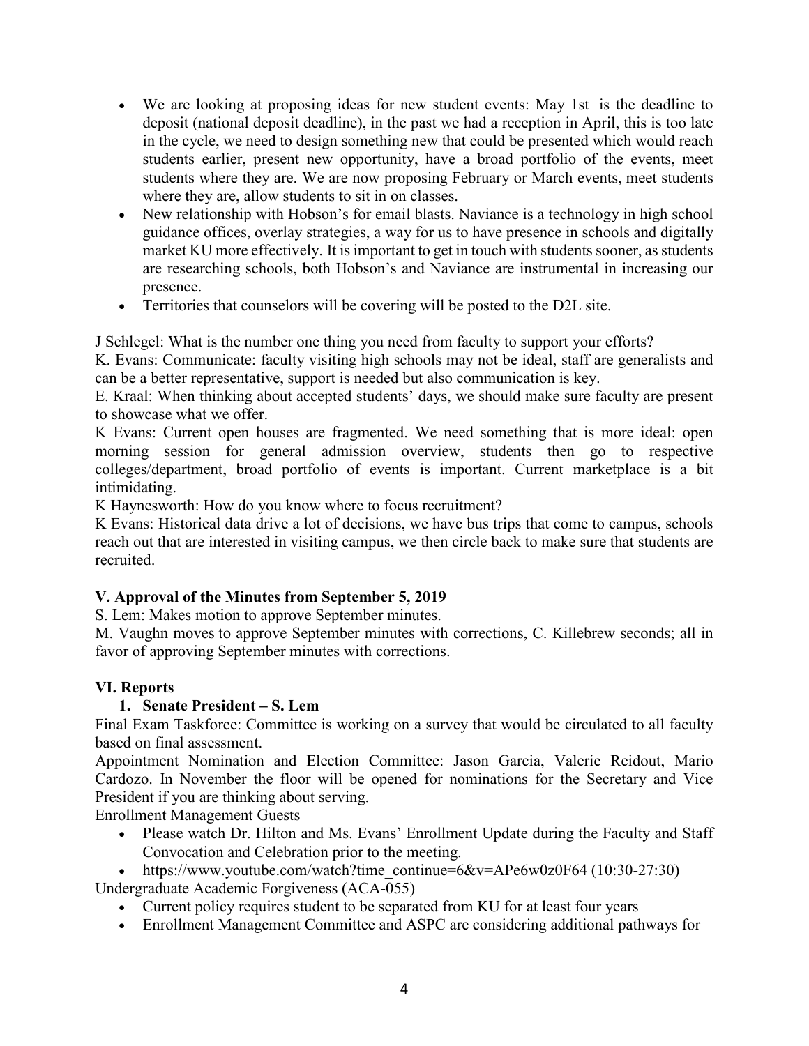- We are looking at proposing ideas for new student events: May 1st is the deadline to deposit (national deposit deadline), in the past we had a reception in April, this is too late in the cycle, we need to design something new that could be presented which would reach students earlier, present new opportunity, have a broad portfolio of the events, meet students where they are. We are now proposing February or March events, meet students where they are, allow students to sit in on classes.
- New relationship with Hobson's for email blasts. Naviance is a technology in high school guidance offices, overlay strategies, a way for us to have presence in schools and digitally market KU more effectively. It is important to get in touch with students sooner, as students are researching schools, both Hobson's and Naviance are instrumental in increasing our presence.
- Territories that counselors will be covering will be posted to the D2L site.

J Schlegel: What is the number one thing you need from faculty to support your efforts?
K. Evans: Communicate: faculty visiting high schools may not be ideal, staff are generalists and can be a better representative, support is needed but also communication is key.
E. Kraal: When thinking about accepted students' days, we should make sure faculty are present to showcase what we offer.
K Evans: Current open houses are fragmented. We need something that is more ideal: open morning session for general admission overview, students then go to respective colleges/department, broad portfolio of events is important. Current marketplace is a bit intimidating.
K Haynesworth: How do you know where to focus recruitment?
K Evans: Historical data drive a lot of decisions, we have bus trips that come to campus, schools reach out that are interested in visiting campus, we then circle back to make sure that students are recruited.

## V. Approval of the Minutes from September 5, 2019

S. Lem: Makes motion to approve September minutes.
M. Vaughn moves to approve September minutes with corrections, C. Killebrew seconds; all in favor of approving September minutes with corrections.

## VI. Reports

### 1. Senate President – S. Lem

Final Exam Taskforce: Committee is working on a survey that would be circulated to all faculty based on final assessment.
Appointment Nomination and Election Committee: Jason Garcia, Valerie Reidout, Mario Cardozo. In November the floor will be opened for nominations for the Secretary and Vice President if you are thinking about serving.
Enrollment Management Guests

- Please watch Dr. Hilton and Ms. Evans' Enrollment Update during the Faculty and Staff Convocation and Celebration prior to the meeting.
- https://www.youtube.com/watch?time_continue=6&v=APe6w0z0F64 (10:30-27:30)

Undergraduate Academic Forgiveness (ACA-055)

- Current policy requires student to be separated from KU for at least four years
- Enrollment Management Committee and ASPC are considering additional pathways for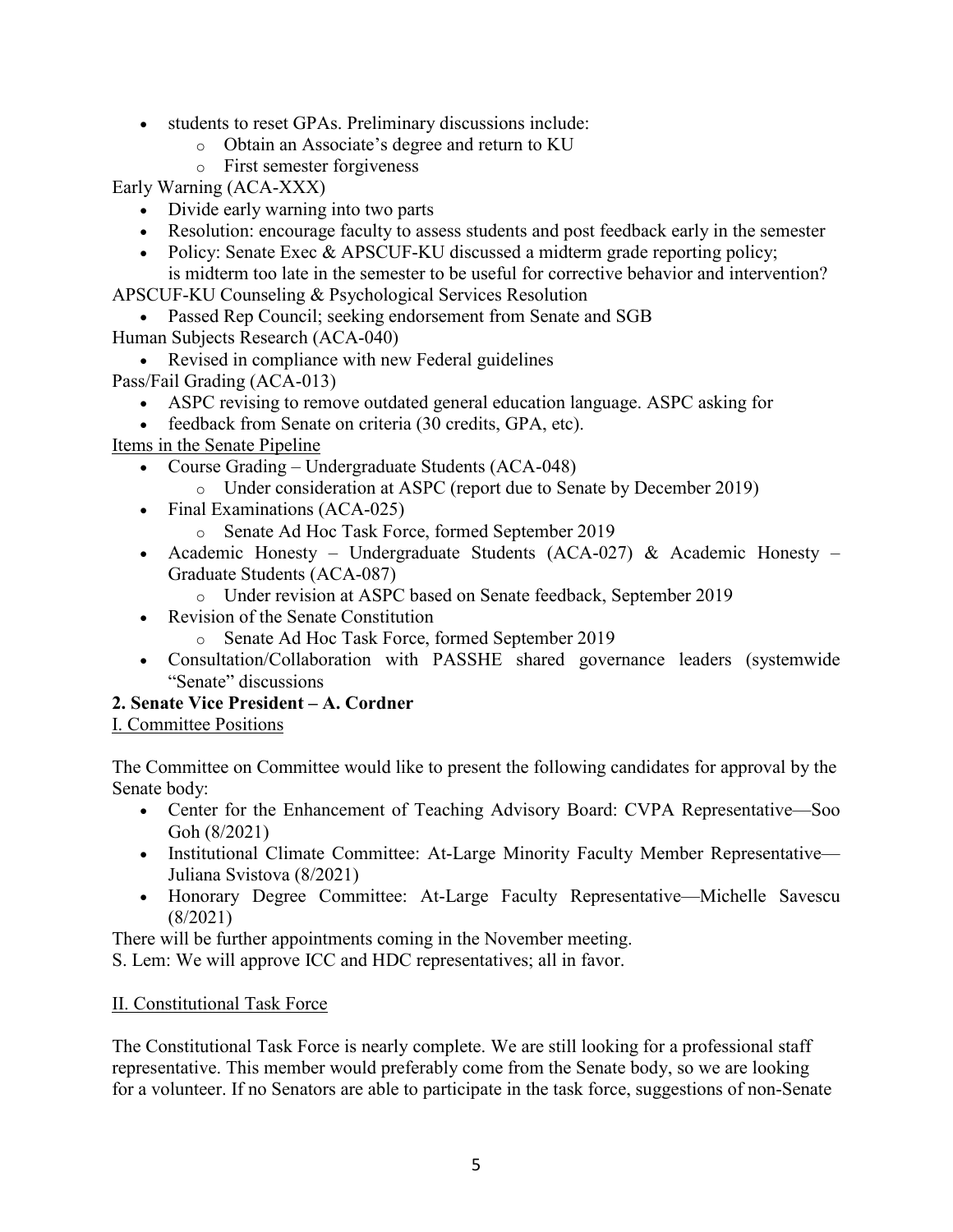- students to reset GPAs. Preliminary discussions include:
  - Obtain an Associate's degree and return to KU
  - First semester forgiveness

Early Warning (ACA-XXX)

- Divide early warning into two parts
- Resolution: encourage faculty to assess students and post feedback early in the semester
- Policy: Senate Exec & APSCUF-KU discussed a midterm grade reporting policy; is midterm too late in the semester to be useful for corrective behavior and intervention?

APSCUF-KU Counseling & Psychological Services Resolution

- Passed Rep Council; seeking endorsement from Senate and SGB

Human Subjects Research (ACA-040)

- Revised in compliance with new Federal guidelines

Pass/Fail Grading (ACA-013)

- ASPC revising to remove outdated general education language. ASPC asking for
- feedback from Senate on criteria (30 credits, GPA, etc).

<u>Items in the Senate Pipeline</u>

- Course Grading – Undergraduate Students (ACA-048)
  - Under consideration at ASPC (report due to Senate by December 2019)
- Final Examinations (ACA-025)
  - Senate Ad Hoc Task Force, formed September 2019
- Academic Honesty – Undergraduate Students (ACA-027) & Academic Honesty – Graduate Students (ACA-087)
  - Under revision at ASPC based on Senate feedback, September 2019
- Revision of the Senate Constitution
  - Senate Ad Hoc Task Force, formed September 2019
- Consultation/Collaboration with PASSHE shared governance leaders (systemwide "Senate" discussions

**2. Senate Vice President – A. Cordner**

<u>I. Committee Positions</u>

The Committee on Committee would like to present the following candidates for approval by the Senate body:

- Center for the Enhancement of Teaching Advisory Board: CVPA Representative—Soo Goh (8/2021)
- Institutional Climate Committee: At-Large Minority Faculty Member Representative—Juliana Svistova (8/2021)
- Honorary Degree Committee: At-Large Faculty Representative—Michelle Savescu (8/2021)

There will be further appointments coming in the November meeting.
S. Lem: We will approve ICC and HDC representatives; all in favor.

<u>II. Constitutional Task Force</u>

The Constitutional Task Force is nearly complete. We are still looking for a professional staff representative. This member would preferably come from the Senate body, so we are looking for a volunteer. If no Senators are able to participate in the task force, suggestions of non-Senate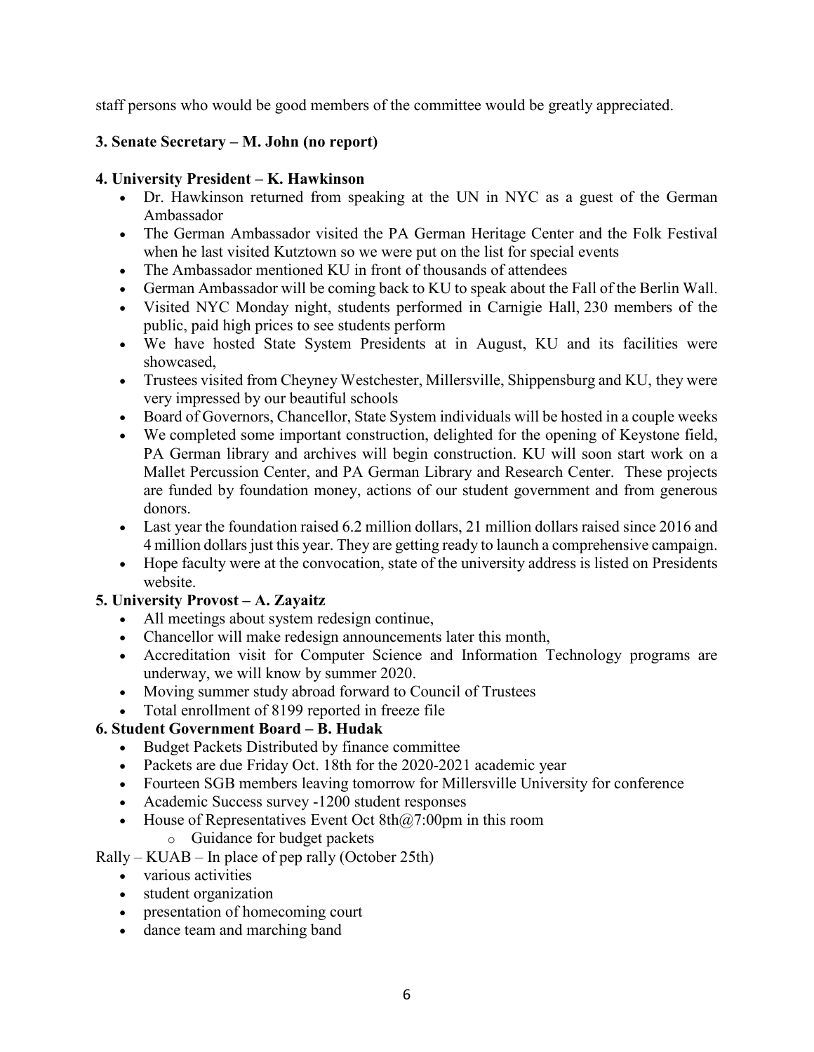staff persons who would be good members of the committee would be greatly appreciated.

**3. Senate Secretary – M. John (no report)**

**4. University President – K. Hawkinson**

- Dr. Hawkinson returned from speaking at the UN in NYC as a guest of the German Ambassador
- The German Ambassador visited the PA German Heritage Center and the Folk Festival when he last visited Kutztown so we were put on the list for special events
- The Ambassador mentioned KU in front of thousands of attendees
- German Ambassador will be coming back to KU to speak about the Fall of the Berlin Wall.
- Visited NYC Monday night, students performed in Carnigie Hall, 230 members of the public, paid high prices to see students perform
- We have hosted State System Presidents at in August, KU and its facilities were showcased,
- Trustees visited from Cheyney Westchester, Millersville, Shippensburg and KU, they were very impressed by our beautiful schools
- Board of Governors, Chancellor, State System individuals will be hosted in a couple weeks
- We completed some important construction, delighted for the opening of Keystone field, PA German library and archives will begin construction. KU will soon start work on a Mallet Percussion Center, and PA German Library and Research Center. These projects are funded by foundation money, actions of our student government and from generous donors.
- Last year the foundation raised 6.2 million dollars, 21 million dollars raised since 2016 and 4 million dollars just this year. They are getting ready to launch a comprehensive campaign.
- Hope faculty were at the convocation, state of the university address is listed on Presidents website.

**5. University Provost – A. Zayaitz**

- All meetings about system redesign continue,
- Chancellor will make redesign announcements later this month,
- Accreditation visit for Computer Science and Information Technology programs are underway, we will know by summer 2020.
- Moving summer study abroad forward to Council of Trustees
- Total enrollment of 8199 reported in freeze file

**6. Student Government Board – B. Hudak**

- Budget Packets Distributed by finance committee
- Packets are due Friday Oct. 18th for the 2020-2021 academic year
- Fourteen SGB members leaving tomorrow for Millersville University for conference
- Academic Success survey -1200 student responses
- House of Representatives Event Oct 8th@7:00pm in this room
  - Guidance for budget packets

Rally – KUAB – In place of pep rally (October 25th)

- various activities
- student organization
- presentation of homecoming court
- dance team and marching band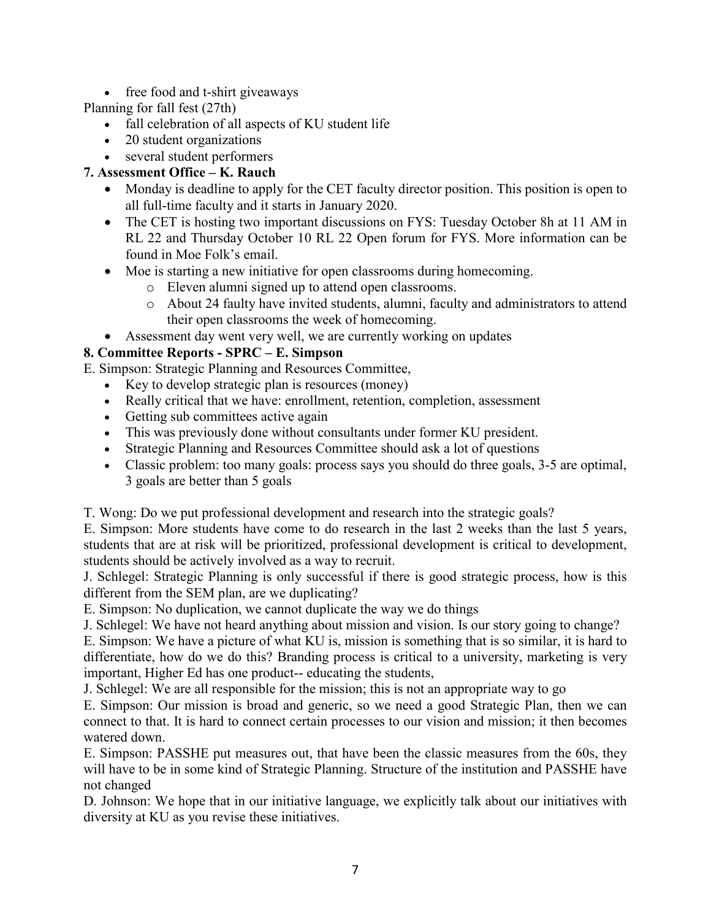- free food and t-shirt giveaways

Planning for fall fest (27th)

- fall celebration of all aspects of KU student life
- 20 student organizations
- several student performers

**7. Assessment Office – K. Rauch**

- Monday is deadline to apply for the CET faculty director position. This position is open to all full-time faculty and it starts in January 2020.
- The CET is hosting two important discussions on FYS: Tuesday October 8h at 11 AM in RL 22 and Thursday October 10 RL 22 Open forum for FYS. More information can be found in Moe Folk's email.
- Moe is starting a new initiative for open classrooms during homecoming.
    - Eleven alumni signed up to attend open classrooms.
    - About 24 faulty have invited students, alumni, faculty and administrators to attend their open classrooms the week of homecoming.
- Assessment day went very well, we are currently working on updates

**8. Committee Reports - SPRC – E. Simpson**

E. Simpson: Strategic Planning and Resources Committee,

- Key to develop strategic plan is resources (money)
- Really critical that we have: enrollment, retention, completion, assessment
- Getting sub committees active again
- This was previously done without consultants under former KU president.
- Strategic Planning and Resources Committee should ask a lot of questions
- Classic problem: too many goals: process says you should do three goals, 3-5 are optimal, 3 goals are better than 5 goals

T. Wong: Do we put professional development and research into the strategic goals?

E. Simpson: More students have come to do research in the last 2 weeks than the last 5 years, students that are at risk will be prioritized, professional development is critical to development, students should be actively involved as a way to recruit.

J. Schlegel: Strategic Planning is only successful if there is good strategic process, how is this different from the SEM plan, are we duplicating?

E. Simpson: No duplication, we cannot duplicate the way we do things

J. Schlegel: We have not heard anything about mission and vision. Is our story going to change?

E. Simpson: We have a picture of what KU is, mission is something that is so similar, it is hard to differentiate, how do we do this? Branding process is critical to a university, marketing is very important, Higher Ed has one product-- educating the students,

J. Schlegel: We are all responsible for the mission; this is not an appropriate way to go

E. Simpson: Our mission is broad and generic, so we need a good Strategic Plan, then we can connect to that. It is hard to connect certain processes to our vision and mission; it then becomes watered down.

E. Simpson: PASSHE put measures out, that have been the classic measures from the 60s, they will have to be in some kind of Strategic Planning. Structure of the institution and PASSHE have not changed

D. Johnson: We hope that in our initiative language, we explicitly talk about our initiatives with diversity at KU as you revise these initiatives.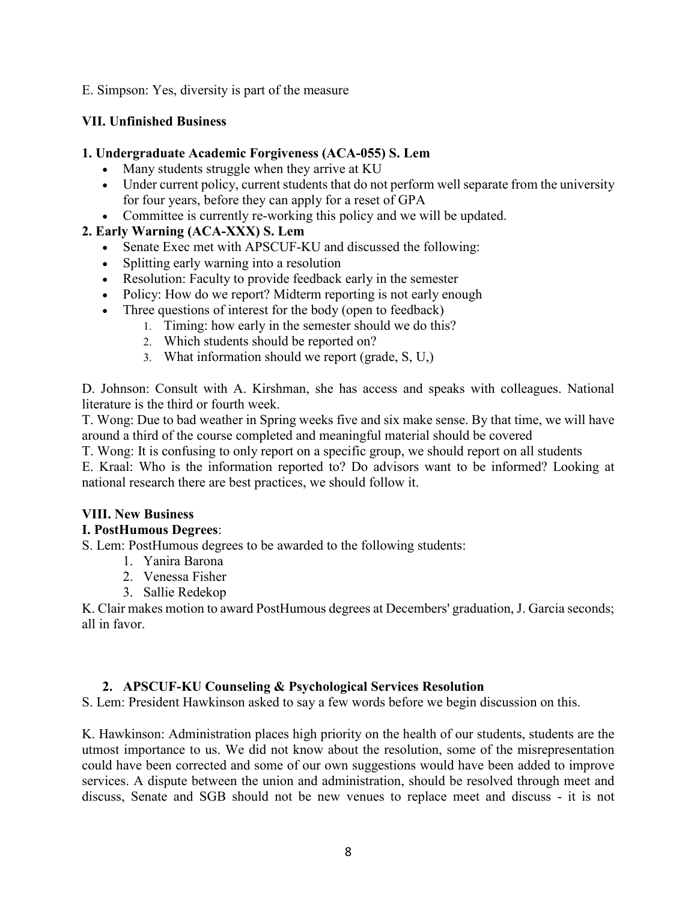E. Simpson: Yes, diversity is part of the measure

### VII. Unfinished Business

**1. Undergraduate Academic Forgiveness (ACA-055) S. Lem**

- Many students struggle when they arrive at KU
- Under current policy, current students that do not perform well separate from the university for four years, before they can apply for a reset of GPA
- Committee is currently re-working this policy and we will be updated.

**2. Early Warning (ACA-XXX) S. Lem**

- Senate Exec met with APSCUF-KU and discussed the following:
- Splitting early warning into a resolution
- Resolution: Faculty to provide feedback early in the semester
- Policy: How do we report? Midterm reporting is not early enough
- Three questions of interest for the body (open to feedback)
    1. Timing: how early in the semester should we do this?
    2. Which students should be reported on?
    3. What information should we report (grade, S, U,)

D. Johnson: Consult with A. Kirshman, she has access and speaks with colleagues. National literature is the third or fourth week.
T. Wong: Due to bad weather in Spring weeks five and six make sense. By that time, we will have around a third of the course completed and meaningful material should be covered
T. Wong: It is confusing to only report on a specific group, we should report on all students
E. Kraal: Who is the information reported to? Do advisors want to be informed? Looking at national research there are best practices, we should follow it.

### VIII. New Business

**I. PostHumous Degrees**:

S. Lem: PostHumous degrees to be awarded to the following students:

1. Yanira Barona
2. Venessa Fisher
3. Sallie Redekop

K. Clair makes motion to award PostHumous degrees at Decembers' graduation, J. Garcia seconds; all in favor.

**2. APSCUF-KU Counseling & Psychological Services Resolution**

S. Lem: President Hawkinson asked to say a few words before we begin discussion on this.

K. Hawkinson: Administration places high priority on the health of our students, students are the utmost importance to us. We did not know about the resolution, some of the misrepresentation could have been corrected and some of our own suggestions would have been added to improve services. A dispute between the union and administration, should be resolved through meet and discuss, Senate and SGB should not be new venues to replace meet and discuss - it is not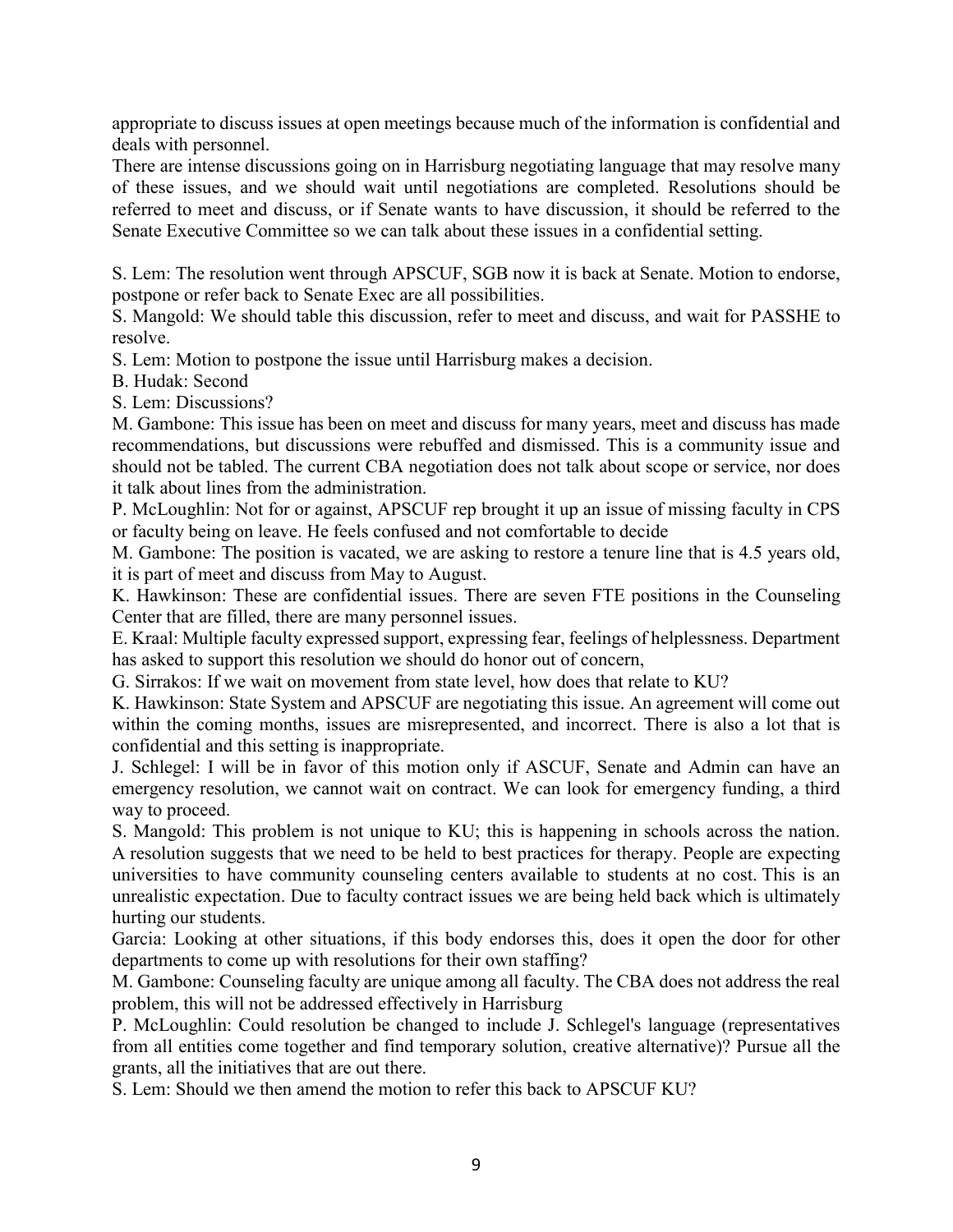appropriate to discuss issues at open meetings because much of the information is confidential and deals with personnel.

There are intense discussions going on in Harrisburg negotiating language that may resolve many of these issues, and we should wait until negotiations are completed. Resolutions should be referred to meet and discuss, or if Senate wants to have discussion, it should be referred to the Senate Executive Committee so we can talk about these issues in a confidential setting.

S. Lem: The resolution went through APSCUF, SGB now it is back at Senate. Motion to endorse, postpone or refer back to Senate Exec are all possibilities.

S. Mangold: We should table this discussion, refer to meet and discuss, and wait for PASSHE to resolve.

S. Lem: Motion to postpone the issue until Harrisburg makes a decision.

B. Hudak: Second

S. Lem: Discussions?

M. Gambone: This issue has been on meet and discuss for many years, meet and discuss has made recommendations, but discussions were rebuffed and dismissed. This is a community issue and should not be tabled. The current CBA negotiation does not talk about scope or service, nor does it talk about lines from the administration.

P. McLoughlin: Not for or against, APSCUF rep brought it up an issue of missing faculty in CPS or faculty being on leave. He feels confused and not comfortable to decide

M. Gambone: The position is vacated, we are asking to restore a tenure line that is 4.5 years old, it is part of meet and discuss from May to August.

K. Hawkinson: These are confidential issues. There are seven FTE positions in the Counseling Center that are filled, there are many personnel issues.

E. Kraal: Multiple faculty expressed support, expressing fear, feelings of helplessness. Department has asked to support this resolution we should do honor out of concern,

G. Sirrakos: If we wait on movement from state level, how does that relate to KU?

K. Hawkinson: State System and APSCUF are negotiating this issue. An agreement will come out within the coming months, issues are misrepresented, and incorrect. There is also a lot that is confidential and this setting is inappropriate.

J. Schlegel: I will be in favor of this motion only if ASCUF, Senate and Admin can have an emergency resolution, we cannot wait on contract. We can look for emergency funding, a third way to proceed.

S. Mangold: This problem is not unique to KU; this is happening in schools across the nation. A resolution suggests that we need to be held to best practices for therapy. People are expecting universities to have community counseling centers available to students at no cost. This is an unrealistic expectation. Due to faculty contract issues we are being held back which is ultimately hurting our students.

Garcia: Looking at other situations, if this body endorses this, does it open the door for other departments to come up with resolutions for their own staffing?

M. Gambone: Counseling faculty are unique among all faculty. The CBA does not address the real problem, this will not be addressed effectively in Harrisburg

P. McLoughlin: Could resolution be changed to include J. Schlegel's language (representatives from all entities come together and find temporary solution, creative alternative)? Pursue all the grants, all the initiatives that are out there.

S. Lem: Should we then amend the motion to refer this back to APSCUF KU?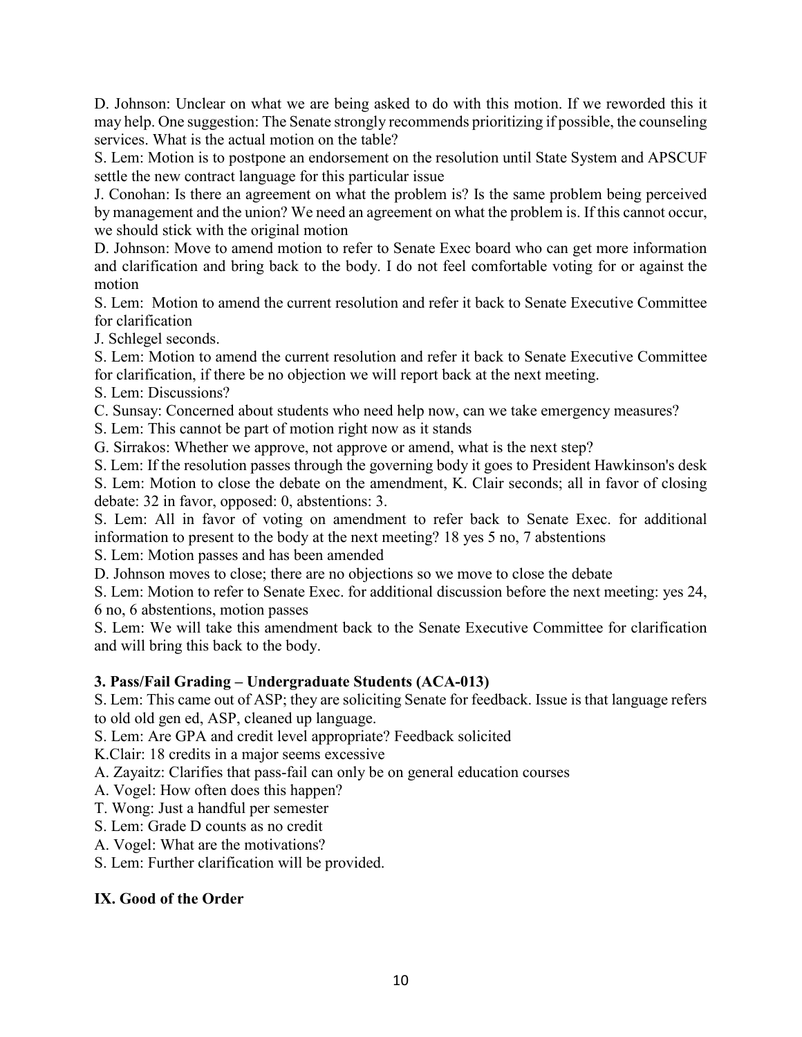D. Johnson: Unclear on what we are being asked to do with this motion. If we reworded this it may help. One suggestion: The Senate strongly recommends prioritizing if possible, the counseling services. What is the actual motion on the table?

S. Lem: Motion is to postpone an endorsement on the resolution until State System and APSCUF settle the new contract language for this particular issue

J. Conohan: Is there an agreement on what the problem is? Is the same problem being perceived by management and the union? We need an agreement on what the problem is. If this cannot occur, we should stick with the original motion

D. Johnson: Move to amend motion to refer to Senate Exec board who can get more information and clarification and bring back to the body. I do not feel comfortable voting for or against the motion

S. Lem: Motion to amend the current resolution and refer it back to Senate Executive Committee for clarification

J. Schlegel seconds.

S. Lem: Motion to amend the current resolution and refer it back to Senate Executive Committee for clarification, if there be no objection we will report back at the next meeting.

S. Lem: Discussions?

C. Sunsay: Concerned about students who need help now, can we take emergency measures?

S. Lem: This cannot be part of motion right now as it stands

G. Sirrakos: Whether we approve, not approve or amend, what is the next step?

S. Lem: If the resolution passes through the governing body it goes to President Hawkinson's desk

S. Lem: Motion to close the debate on the amendment, K. Clair seconds; all in favor of closing debate: 32 in favor, opposed: 0, abstentions: 3.

S. Lem: All in favor of voting on amendment to refer back to Senate Exec. for additional information to present to the body at the next meeting? 18 yes 5 no, 7 abstentions

S. Lem: Motion passes and has been amended

D. Johnson moves to close; there are no objections so we move to close the debate

S. Lem: Motion to refer to Senate Exec. for additional discussion before the next meeting: yes 24, 6 no, 6 abstentions, motion passes

S. Lem: We will take this amendment back to the Senate Executive Committee for clarification and will bring this back to the body.

**3. Pass/Fail Grading – Undergraduate Students (ACA-013)**

S. Lem: This came out of ASP; they are soliciting Senate for feedback. Issue is that language refers to old old gen ed, ASP, cleaned up language.

S. Lem: Are GPA and credit level appropriate? Feedback solicited

K.Clair: 18 credits in a major seems excessive

A. Zayaitz: Clarifies that pass-fail can only be on general education courses

A. Vogel: How often does this happen?

T. Wong: Just a handful per semester

S. Lem: Grade D counts as no credit

A. Vogel: What are the motivations?

S. Lem: Further clarification will be provided.

## IX. Good of the Order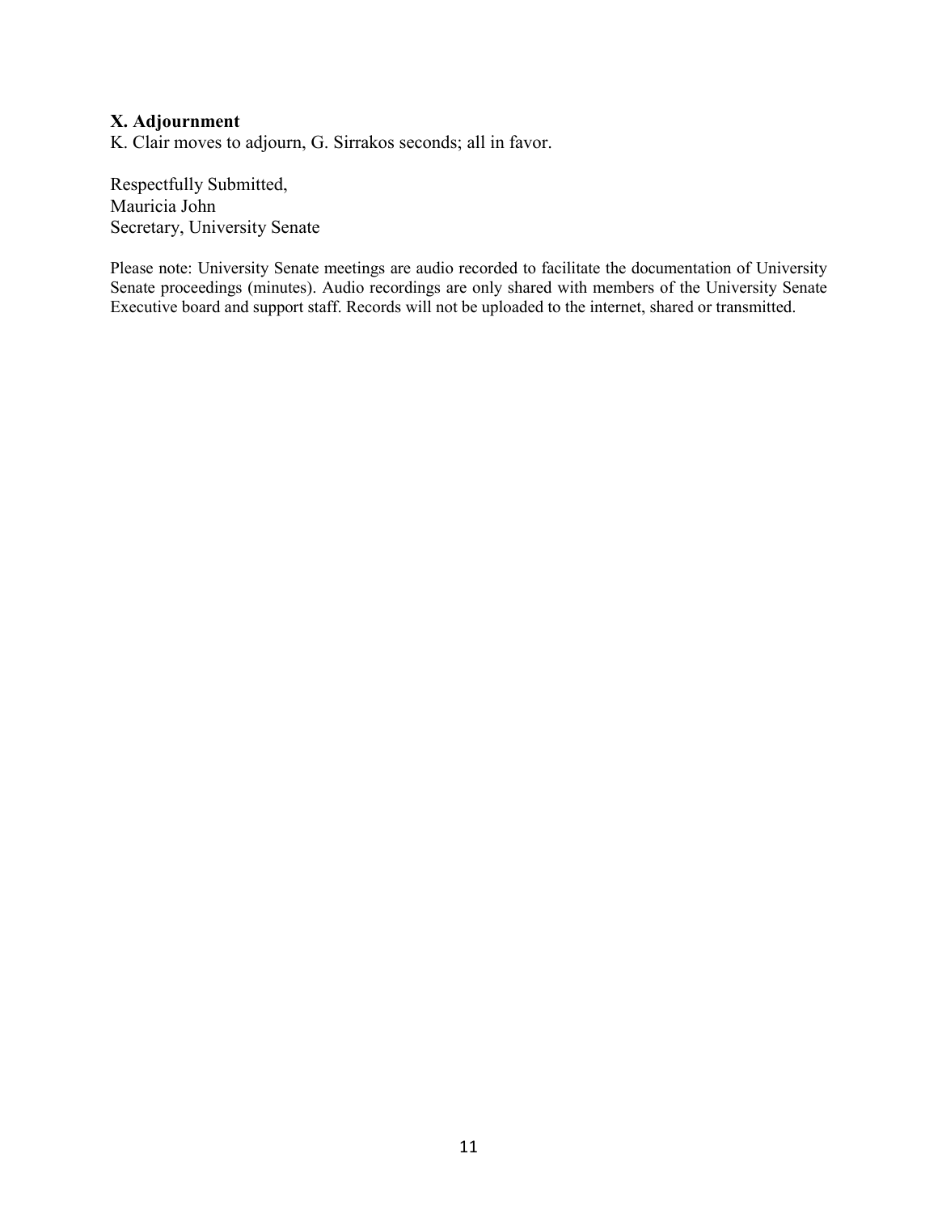**X. Adjournment**

K. Clair moves to adjourn, G. Sirrakos seconds; all in favor.

Respectfully Submitted,
Mauricia John
Secretary, University Senate

Please note: University Senate meetings are audio recorded to facilitate the documentation of University Senate proceedings (minutes). Audio recordings are only shared with members of the University Senate Executive board and support staff. Records will not be uploaded to the internet, shared or transmitted.